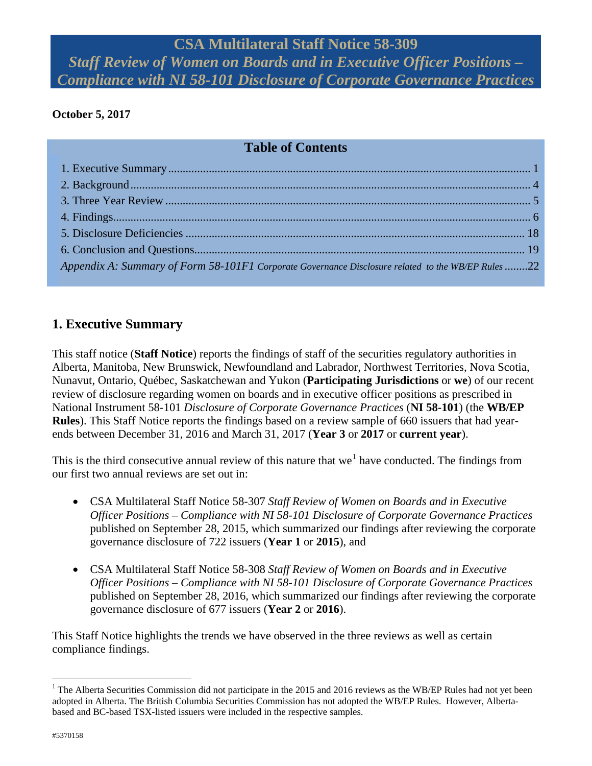# CSA Multilateral Staff Notice 58-309

## *Staff Review of Women on Boards and in Executive Officer Positions – Compliance with NI 58-101 Disclosure of Corporate Governance Practices*

**October 5, 2017**

**Table of Contents**

1. Executive Summary ........ 1
2. Background ........ 4
3. Three Year Review ........ 5
4. Findings ........ 6
5. Disclosure Deficiencies ........ 18
6. Conclusion and Questions ........ 19

*Appendix A: Summary of Form 58-101F1* Corporate Governance Disclosure related to the WB/EP Rules ........ 22

## 1. Executive Summary

This staff notice (**Staff Notice**) reports the findings of staff of the securities regulatory authorities in Alberta, Manitoba, New Brunswick, Newfoundland and Labrador, Northwest Territories, Nova Scotia, Nunavut, Ontario, Québec, Saskatchewan and Yukon (**Participating Jurisdictions** or **we**) of our recent review of disclosure regarding women on boards and in executive officer positions as prescribed in National Instrument 58-101 *Disclosure of Corporate Governance Practices* (**NI 58-101**) (the **WB/EP Rules**). This Staff Notice reports the findings based on a review sample of 660 issuers that had year-ends between December 31, 2016 and March 31, 2017 (**Year 3** or **2017** or **current year**).

This is the third consecutive annual review of this nature that we[1] have conducted. The findings from our first two annual reviews are set out in:

- CSA Multilateral Staff Notice 58-307 *Staff Review of Women on Boards and in Executive Officer Positions – Compliance with NI 58-101 Disclosure of Corporate Governance Practices* published on September 28, 2015, which summarized our findings after reviewing the corporate governance disclosure of 722 issuers (**Year 1** or **2015**), and

- CSA Multilateral Staff Notice 58-308 *Staff Review of Women on Boards and in Executive Officer Positions – Compliance with NI 58-101 Disclosure of Corporate Governance Practices* published on September 28, 2016, which summarized our findings after reviewing the corporate governance disclosure of 677 issuers (**Year 2** or **2016**).

This Staff Notice highlights the trends we have observed in the three reviews as well as certain compliance findings.

[1] The Alberta Securities Commission did not participate in the 2015 and 2016 reviews as the WB/EP Rules had not yet been adopted in Alberta. The British Columbia Securities Commission has not adopted the WB/EP Rules. However, Alberta-based and BC-based TSX-listed issuers were included in the respective samples.

#5370158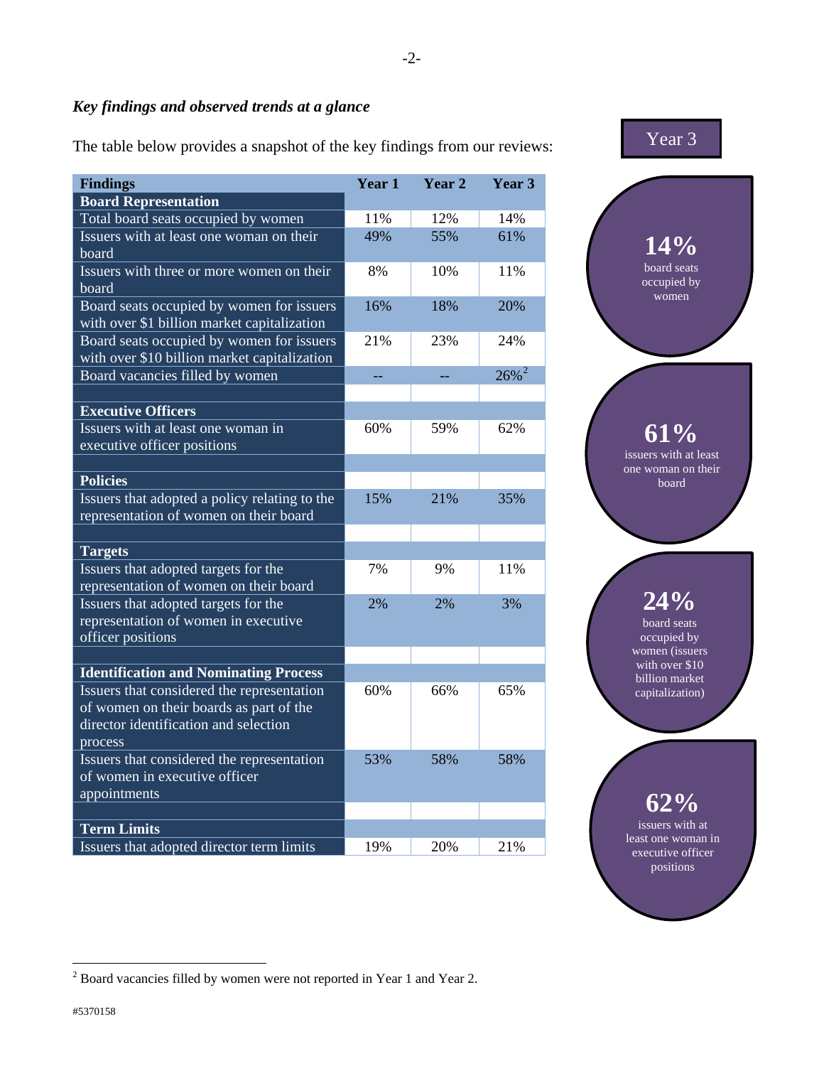*Key findings and observed trends at a glance*

The table below provides a snapshot of the key findings from our reviews:

| Findings | Year 1 | Year 2 | Year 3 |
|---|---|---|---|
| **Board Representation** | | | |
| Total board seats occupied by women | 11% | 12% | 14% |
| Issuers with at least one woman on their board | 49% | 55% | 61% |
| Issuers with three or more women on their board | 8% | 10% | 11% |
| Board seats occupied by women for issuers with over $1 billion market capitalization | 16% | 18% | 20% |
| Board seats occupied by women for issuers with over $10 billion market capitalization | 21% | 23% | 24% |
| Board vacancies filled by women | -- | -- | 26%[2] |
| | | | |
| **Executive Officers** | | | |
| Issuers with at least one woman in executive officer positions | 60% | 59% | 62% |
| | | | |
| **Policies** | | | |
| Issuers that adopted a policy relating to the representation of women on their board | 15% | 21% | 35% |
| | | | |
| **Targets** | | | |
| Issuers that adopted targets for the representation of women on their board | 7% | 9% | 11% |
| Issuers that adopted targets for the representation of women in executive officer positions | 2% | 2% | 3% |
| | | | |
| **Identification and Nominating Process** | | | |
| Issuers that considered the representation of women on their boards as part of the director identification and selection process | 60% | 66% | 65% |
| Issuers that considered the representation of women in executive officer appointments | 53% | 58% | 58% |
| | | | |
| **Term Limits** | | | |
| Issuers that adopted director term limits | 19% | 20% | 21% |

Year 3

**14%** board seats occupied by women

**61%** issuers with at least one woman on their board

**24%** board seats occupied by women (issuers with over $10 billion market capitalization)

**62%** issuers with at least one woman in executive officer positions

[2] Board vacancies filled by women were not reported in Year 1 and Year 2.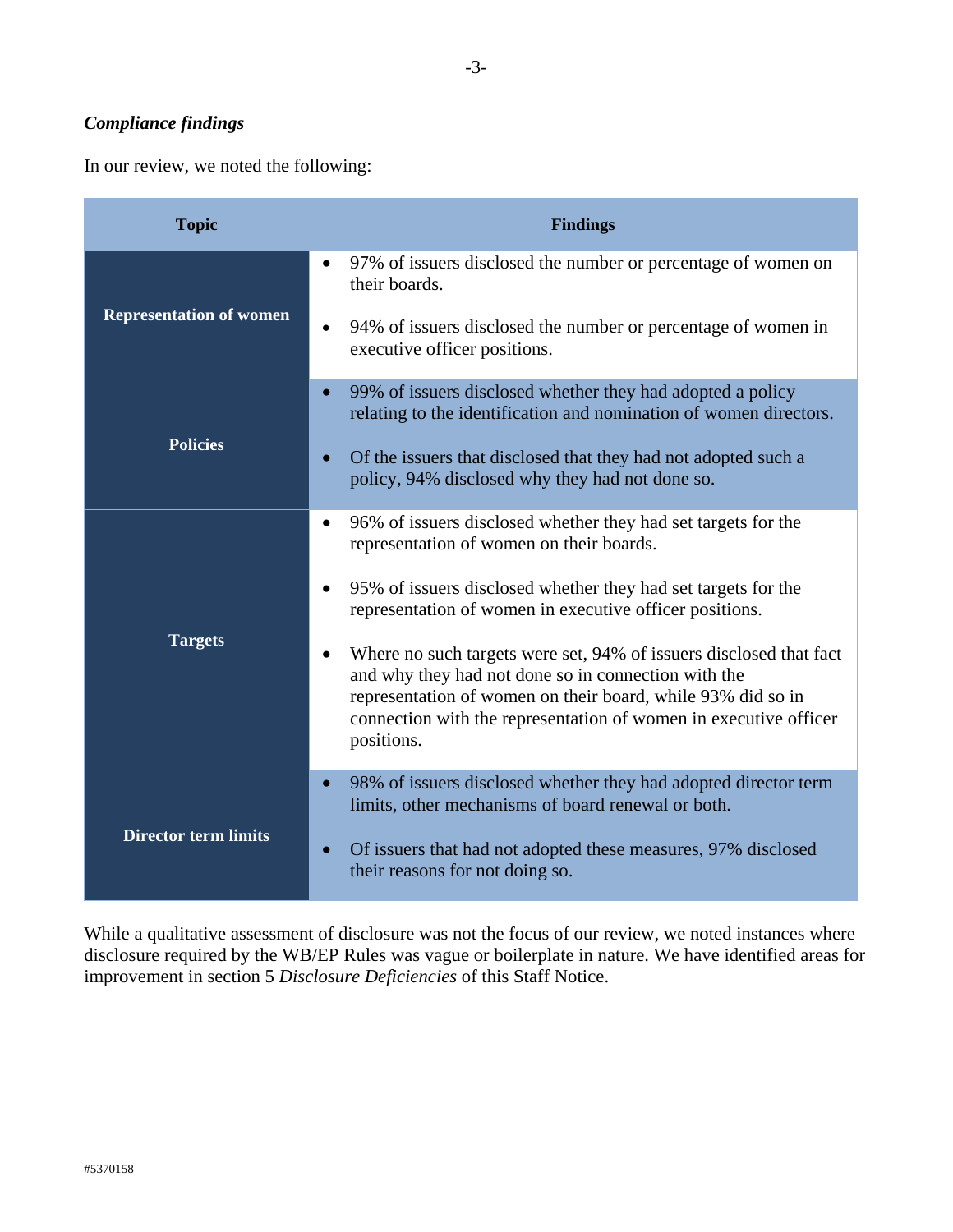### *Compliance findings*

In our review, we noted the following:

| Topic | Findings |
|---|---|
| **Representation of women** | • 97% of issuers disclosed the number or percentage of women on their boards.<br><br>• 94% of issuers disclosed the number or percentage of women in executive officer positions. |
| **Policies** | • 99% of issuers disclosed whether they had adopted a policy relating to the identification and nomination of women directors.<br><br>• Of the issuers that disclosed that they had not adopted such a policy, 94% disclosed why they had not done so. |
| **Targets** | • 96% of issuers disclosed whether they had set targets for the representation of women on their boards.<br><br>• 95% of issuers disclosed whether they had set targets for the representation of women in executive officer positions.<br><br>• Where no such targets were set, 94% of issuers disclosed that fact and why they had not done so in connection with the representation of women on their board, while 93% did so in connection with the representation of women in executive officer positions. |
| **Director term limits** | • 98% of issuers disclosed whether they had adopted director term limits, other mechanisms of board renewal or both.<br><br>• Of issuers that had not adopted these measures, 97% disclosed their reasons for not doing so. |

While a qualitative assessment of disclosure was not the focus of our review, we noted instances where disclosure required by the WB/EP Rules was vague or boilerplate in nature. We have identified areas for improvement in section 5 *Disclosure Deficiencies* of this Staff Notice.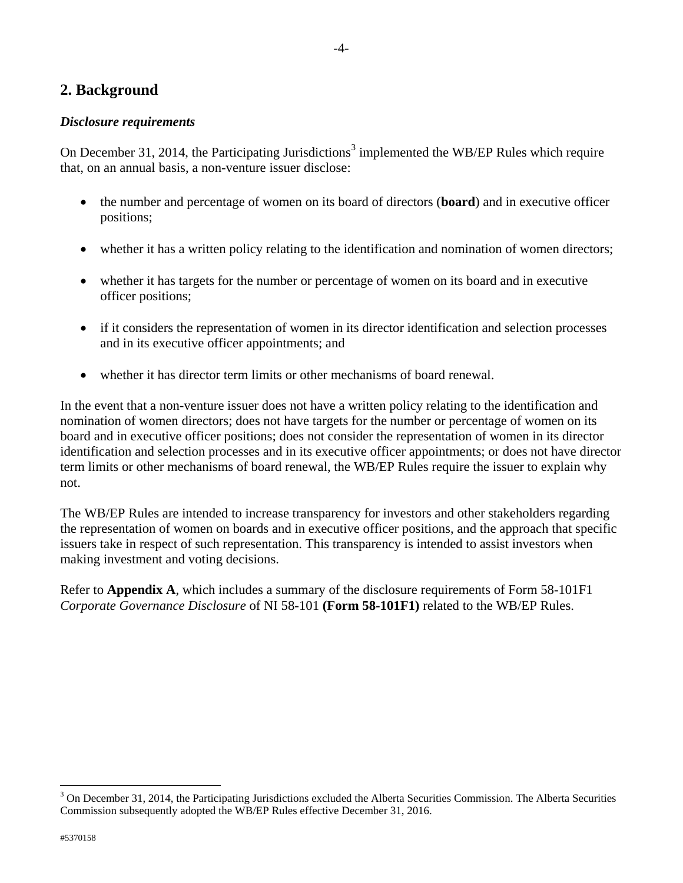## 2. Background

***Disclosure requirements***

On December 31, 2014, the Participating Jurisdictions[3] implemented the WB/EP Rules which require that, on an annual basis, a non-venture issuer disclose:

- the number and percentage of women on its board of directors (**board**) and in executive officer positions;
- whether it has a written policy relating to the identification and nomination of women directors;
- whether it has targets for the number or percentage of women on its board and in executive officer positions;
- if it considers the representation of women in its director identification and selection processes and in its executive officer appointments; and
- whether it has director term limits or other mechanisms of board renewal.

In the event that a non-venture issuer does not have a written policy relating to the identification and nomination of women directors; does not have targets for the number or percentage of women on its board and in executive officer positions; does not consider the representation of women in its director identification and selection processes and in its executive officer appointments; or does not have director term limits or other mechanisms of board renewal, the WB/EP Rules require the issuer to explain why not.

The WB/EP Rules are intended to increase transparency for investors and other stakeholders regarding the representation of women on boards and in executive officer positions, and the approach that specific issuers take in respect of such representation. This transparency is intended to assist investors when making investment and voting decisions.

Refer to **Appendix A**, which includes a summary of the disclosure requirements of Form 58-101F1 *Corporate Governance Disclosure* of NI 58-101 **(Form 58-101F1)** related to the WB/EP Rules.

[3] On December 31, 2014, the Participating Jurisdictions excluded the Alberta Securities Commission. The Alberta Securities Commission subsequently adopted the WB/EP Rules effective December 31, 2016.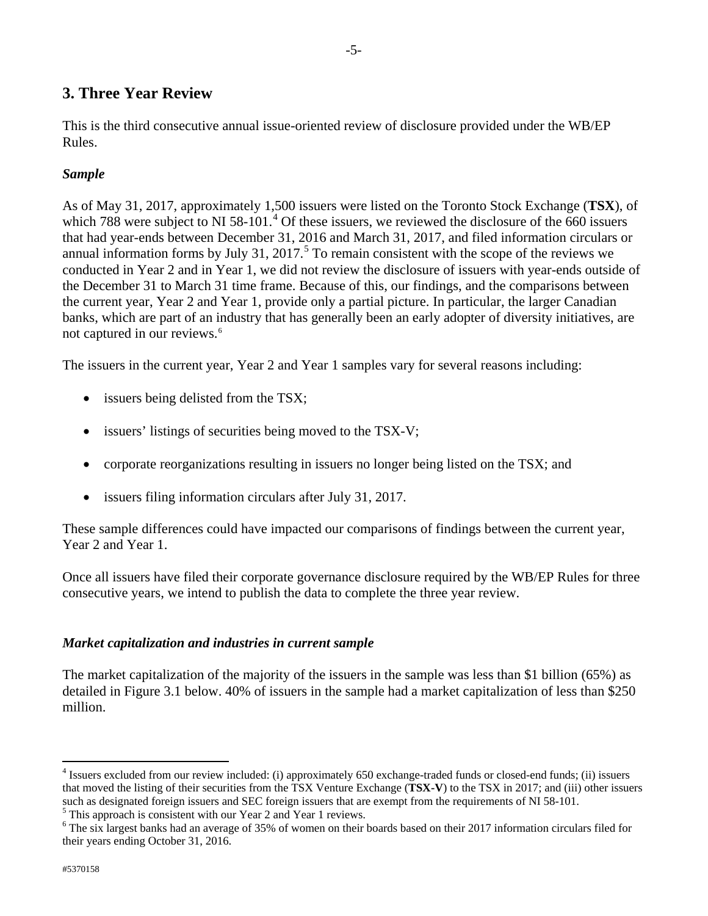## 3. Three Year Review

This is the third consecutive annual issue-oriented review of disclosure provided under the WB/EP Rules.

### *Sample*

As of May 31, 2017, approximately 1,500 issuers were listed on the Toronto Stock Exchange (**TSX**), of which 788 were subject to NI 58-101.[4] Of these issuers, we reviewed the disclosure of the 660 issuers that had year-ends between December 31, 2016 and March 31, 2017, and filed information circulars or annual information forms by July 31, 2017.[5] To remain consistent with the scope of the reviews we conducted in Year 2 and in Year 1, we did not review the disclosure of issuers with year-ends outside of the December 31 to March 31 time frame. Because of this, our findings, and the comparisons between the current year, Year 2 and Year 1, provide only a partial picture. In particular, the larger Canadian banks, which are part of an industry that has generally been an early adopter of diversity initiatives, are not captured in our reviews.[6]

The issuers in the current year, Year 2 and Year 1 samples vary for several reasons including:

- issuers being delisted from the TSX;
- issuers' listings of securities being moved to the TSX-V;
- corporate reorganizations resulting in issuers no longer being listed on the TSX; and
- issuers filing information circulars after July 31, 2017.

These sample differences could have impacted our comparisons of findings between the current year, Year 2 and Year 1.

Once all issuers have filed their corporate governance disclosure required by the WB/EP Rules for three consecutive years, we intend to publish the data to complete the three year review.

### *Market capitalization and industries in current sample*

The market capitalization of the majority of the issuers in the sample was less than $1 billion (65%) as detailed in Figure 3.1 below. 40% of issuers in the sample had a market capitalization of less than $250 million.

---

[4] Issuers excluded from our review included: (i) approximately 650 exchange-traded funds or closed-end funds; (ii) issuers that moved the listing of their securities from the TSX Venture Exchange (**TSX-V**) to the TSX in 2017; and (iii) other issuers such as designated foreign issuers and SEC foreign issuers that are exempt from the requirements of NI 58-101.

[5] This approach is consistent with our Year 2 and Year 1 reviews.

[6] The six largest banks had an average of 35% of women on their boards based on their 2017 information circulars filed for their years ending October 31, 2016.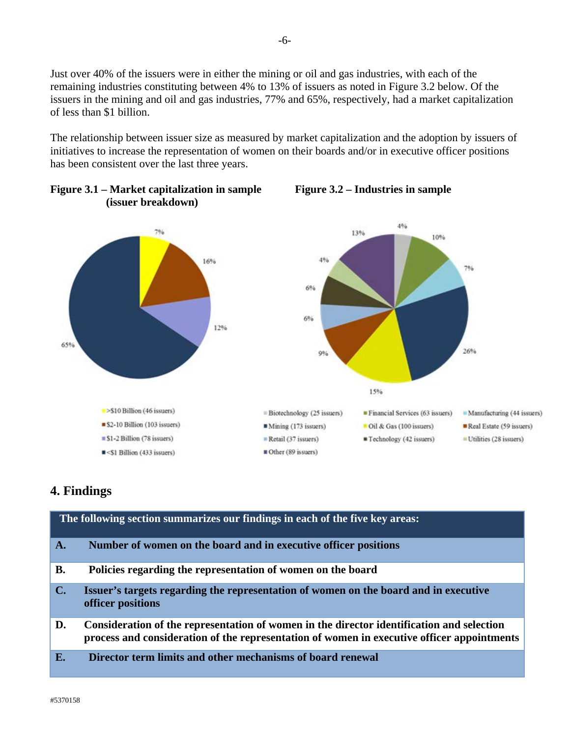Just over 40% of the issuers were in either the mining or oil and gas industries, with each of the remaining industries constituting between 4% to 13% of issuers as noted in Figure 3.2 below. Of the issuers in the mining and oil and gas industries, 77% and 65%, respectively, had a market capitalization of less than $1 billion.

The relationship between issuer size as measured by market capitalization and the adoption by issuers of initiatives to increase the representation of women on their boards and/or in executive officer positions has been consistent over the last three years.

**Figure 3.1 – Market capitalization in sample (issuer breakdown)**

- >$10 Billion (46 issuers) – 7%
- $2-10 Billion (103 issuers) – 16%
- $1-2 Billion (78 issuers) – 12%
- <$1 Billion (433 issuers) – 65%

**Figure 3.2 – Industries in sample**

- Biotechnology (25 issuers) – 4%
- Financial Services (63 issuers) – 10%
- Manufacturing (44 issuers) – 7%
- Mining (173 issuers) – 26%
- Oil & Gas (100 issuers) – 15%
- Real Estate (59 issuers) – 9%
- Retail (37 issuers) – 6%
- Technology (42 issuers) – 6%
- Utilities (28 issuers) – 4%
- Other (89 issuers) – 13%

## 4. Findings

| The following section summarizes our findings in each of the five key areas: | |
|---|---|
| **A.** | **Number of women on the board and in executive officer positions** |
| **B.** | **Policies regarding the representation of women on the board** |
| **C.** | **Issuer's targets regarding the representation of women on the board and in executive officer positions** |
| **D.** | **Consideration of the representation of women in the director identification and selection process and consideration of the representation of women in executive officer appointments** |
| **E.** | **Director term limits and other mechanisms of board renewal** |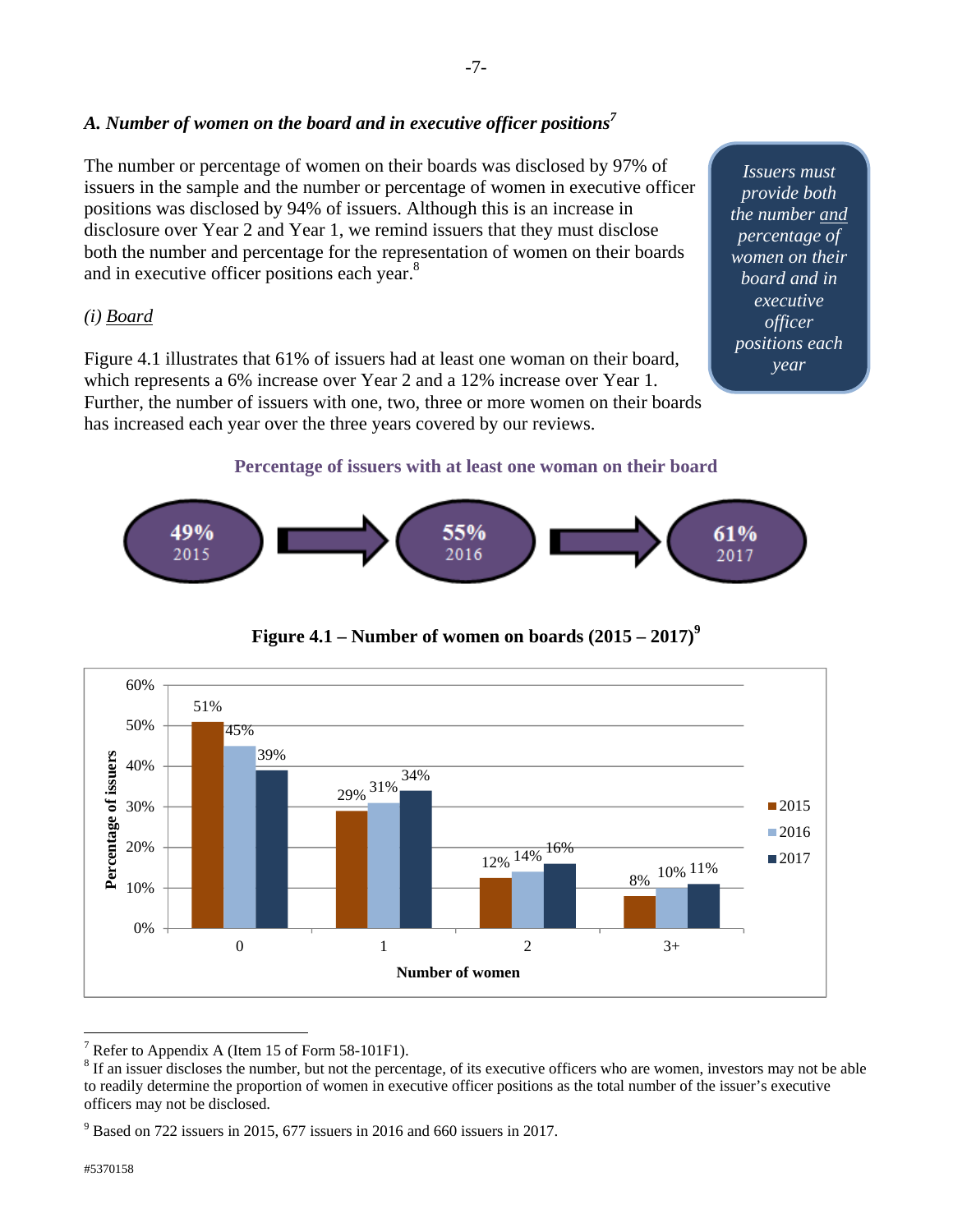### A. Number of women on the board and in executive officer positions[7]

The number or percentage of women on their boards was disclosed by 97% of issuers in the sample and the number or percentage of women in executive officer positions was disclosed by 94% of issuers. Although this is an increase in disclosure over Year 2 and Year 1, we remind issuers that they must disclose both the number and percentage for the representation of women on their boards and in executive officer positions each year.[8]

*Issuers must provide both the number and percentage of women on their board and in executive officer positions each year*

(i) Board

Figure 4.1 illustrates that 61% of issuers had at least one woman on their board, which represents a 6% increase over Year 2 and a 12% increase over Year 1. Further, the number of issuers with one, two, three or more women on their boards has increased each year over the three years covered by our reviews.

**Percentage of issuers with at least one woman on their board**

| 2015 | 2016 | 2017 |
|---|---|---|
| 49% | 55% | 61% |

**Figure 4.1 – Number of women on boards (2015 – 2017)[9]**

| Number of women | 2015 | 2016 | 2017 |
|---|---|---|---|
| 0 | 51% | 45% | 39% |
| 1 | 29% | 31% | 34% |
| 2 | 12% | 14% | 16% |
| 3+ | 8% | 10% | 11% |

[7] Refer to Appendix A (Item 15 of Form 58-101F1).

[8] If an issuer discloses the number, but not the percentage, of its executive officers who are women, investors may not be able to readily determine the proportion of women in executive officer positions as the total number of the issuer's executive officers may not be disclosed.

[9] Based on 722 issuers in 2015, 677 issuers in 2016 and 660 issuers in 2017.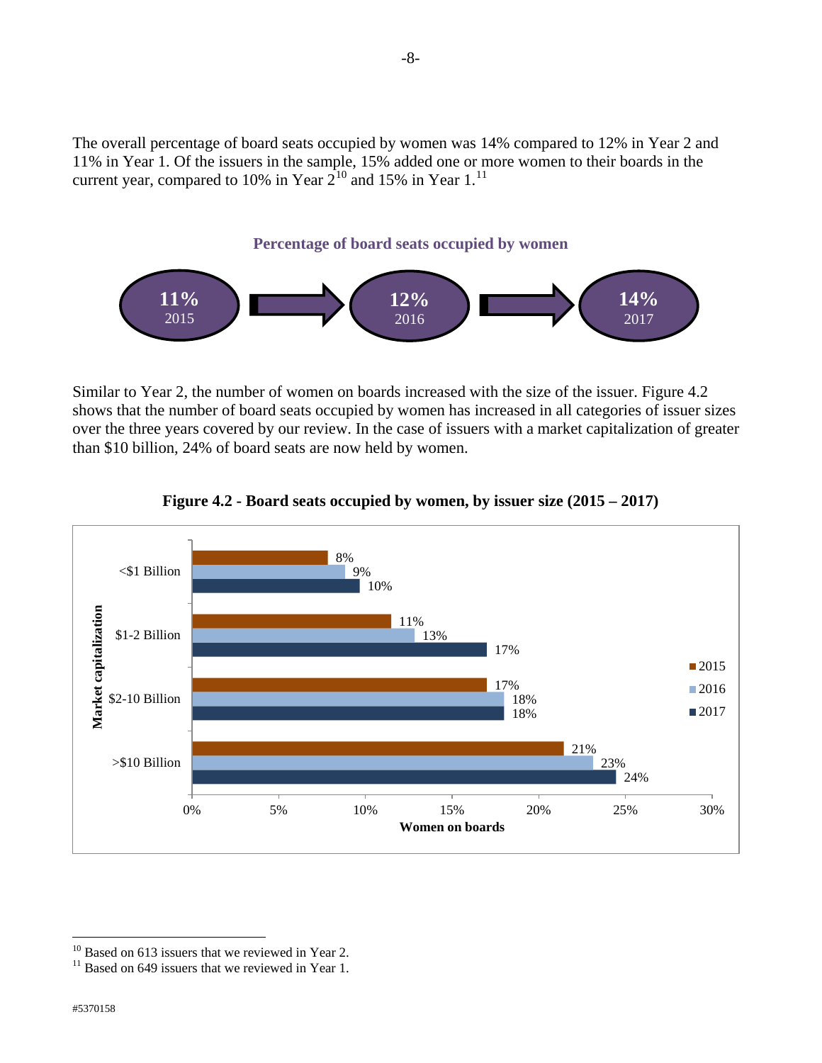The overall percentage of board seats occupied by women was 14% compared to 12% in Year 2 and 11% in Year 1. Of the issuers in the sample, 15% added one or more women to their boards in the current year, compared to 10% in Year 2[10] and 15% in Year 1.[11]

**Percentage of board seats occupied by women**

| 2015 | 2016 | 2017 |
|---|---|---|
| 11% | 12% | 14% |

Similar to Year 2, the number of women on boards increased with the size of the issuer. Figure 4.2 shows that the number of board seats occupied by women has increased in all categories of issuer sizes over the three years covered by our review. In the case of issuers with a market capitalization of greater than $10 billion, 24% of board seats are now held by women.

**Figure 4.2 - Board seats occupied by women, by issuer size (2015 – 2017)**

| Market capitalization | 2015 | 2016 | 2017 |
|---|---|---|---|
| <$1 Billion | 8% | 9% | 10% |
| $1-2 Billion | 11% | 13% | 17% |
| $2-10 Billion | 17% | 18% | 18% |
| >$10 Billion | 21% | 23% | 24% |

[10] Based on 613 issuers that we reviewed in Year 2.

[11] Based on 649 issuers that we reviewed in Year 1.

#5370158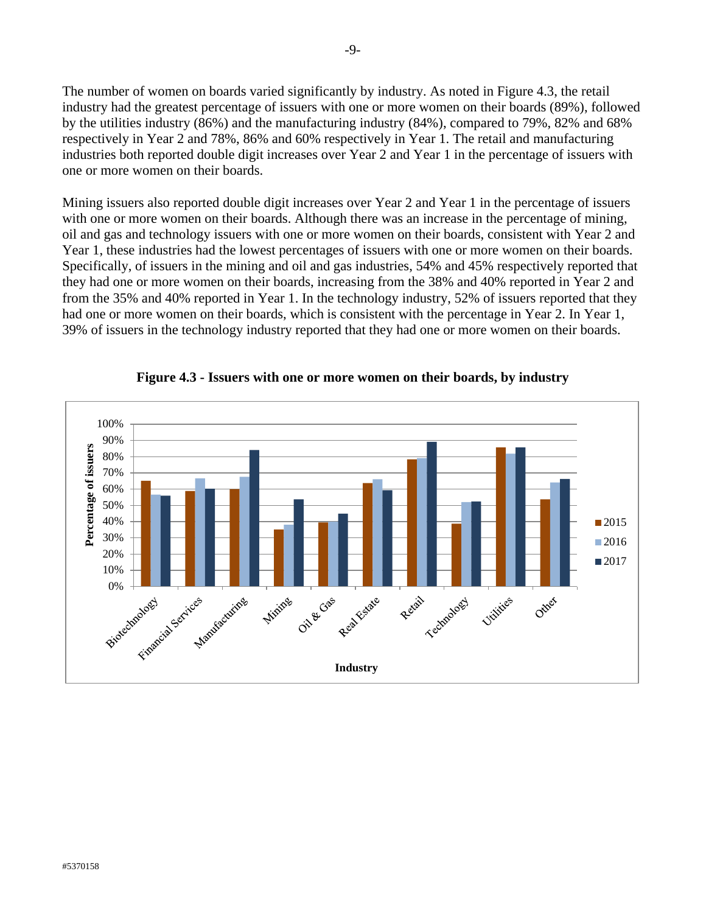The number of women on boards varied significantly by industry. As noted in Figure 4.3, the retail industry had the greatest percentage of issuers with one or more women on their boards (89%), followed by the utilities industry (86%) and the manufacturing industry (84%), compared to 79%, 82% and 68% respectively in Year 2 and 78%, 86% and 60% respectively in Year 1. The retail and manufacturing industries both reported double digit increases over Year 2 and Year 1 in the percentage of issuers with one or more women on their boards.

Mining issuers also reported double digit increases over Year 2 and Year 1 in the percentage of issuers with one or more women on their boards. Although there was an increase in the percentage of mining, oil and gas and technology issuers with one or more women on their boards, consistent with Year 2 and Year 1, these industries had the lowest percentages of issuers with one or more women on their boards. Specifically, of issuers in the mining and oil and gas industries, 54% and 45% respectively reported that they had one or more women on their boards, increasing from the 38% and 40% reported in Year 2 and from the 35% and 40% reported in Year 1. In the technology industry, 52% of issuers reported that they had one or more women on their boards, which is consistent with the percentage in Year 2. In Year 1, 39% of issuers in the technology industry reported that they had one or more women on their boards.

**Figure 4.3 - Issuers with one or more women on their boards, by industry**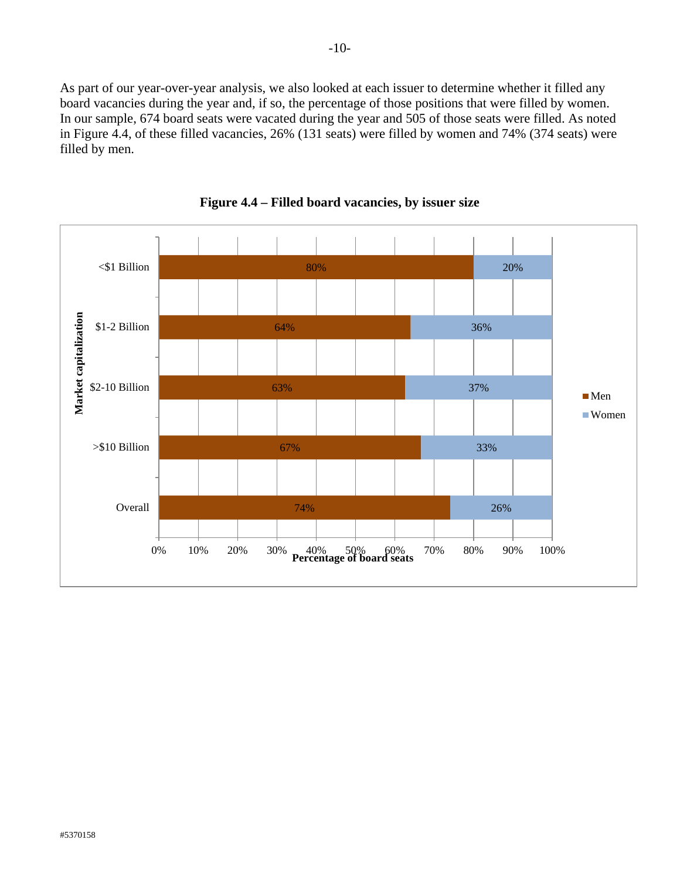As part of our year-over-year analysis, we also looked at each issuer to determine whether it filled any board vacancies during the year and, if so, the percentage of those positions that were filled by women. In our sample, 674 board seats were vacated during the year and 505 of those seats were filled. As noted in Figure 4.4, of these filled vacancies, 26% (131 seats) were filled by women and 74% (374 seats) were filled by men.

**Figure 4.4 – Filled board vacancies, by issuer size**

| Market capitalization | Men | Women |
|---|---|---|
| <$1 Billion | 80% | 20% |
| $1-2 Billion | 64% | 36% |
| $2-10 Billion | 63% | 37% |
| >$10 Billion | 67% | 33% |
| Overall | 74% | 26% |

*Percentage of board seats*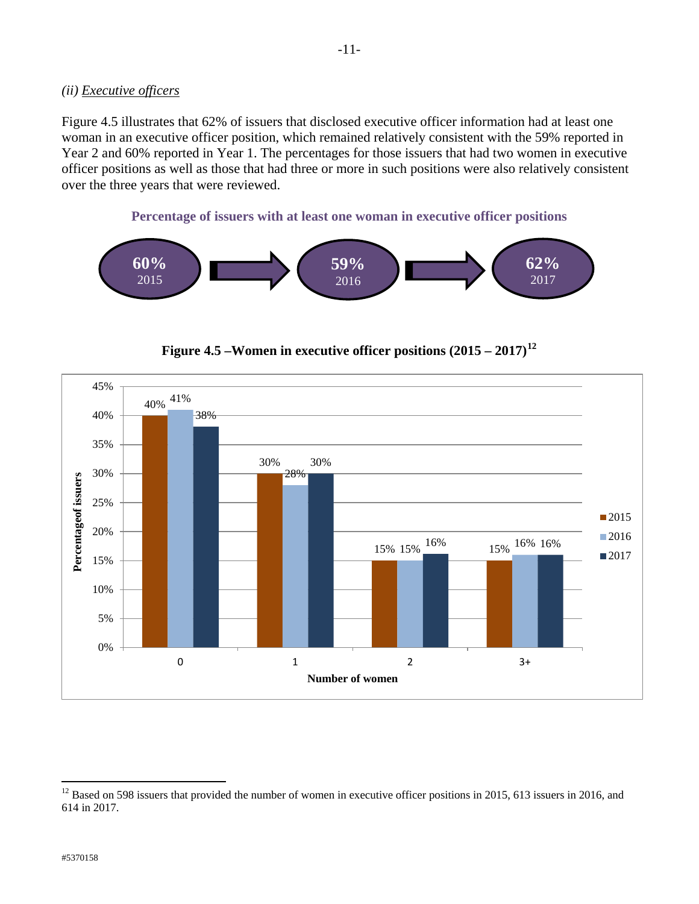### (ii) *Executive officers*

Figure 4.5 illustrates that 62% of issuers that disclosed executive officer information had at least one woman in an executive officer position, which remained relatively consistent with the 59% reported in Year 2 and 60% reported in Year 1. The percentages for those issuers that had two women in executive officer positions as well as those that had three or more in such positions were also relatively consistent over the three years that were reviewed.

**Percentage of issuers with at least one woman in executive officer positions**

| 2015 | 2016 | 2017 |
|---|---|---|
| 60% | 59% | 62% |

**Figure 4.5 –Women in executive officer positions (2015 – 2017)[12]**

| Number of women | 2015 | 2016 | 2017 |
|---|---|---|---|
| 0 | 40% | 41% | 38% |
| 1 | 30% | 28% | 30% |
| 2 | 15% | 15% | 16% |
| 3+ | 15% | 16% | 16% |

[12] Based on 598 issuers that provided the number of women in executive officer positions in 2015, 613 issuers in 2016, and 614 in 2017.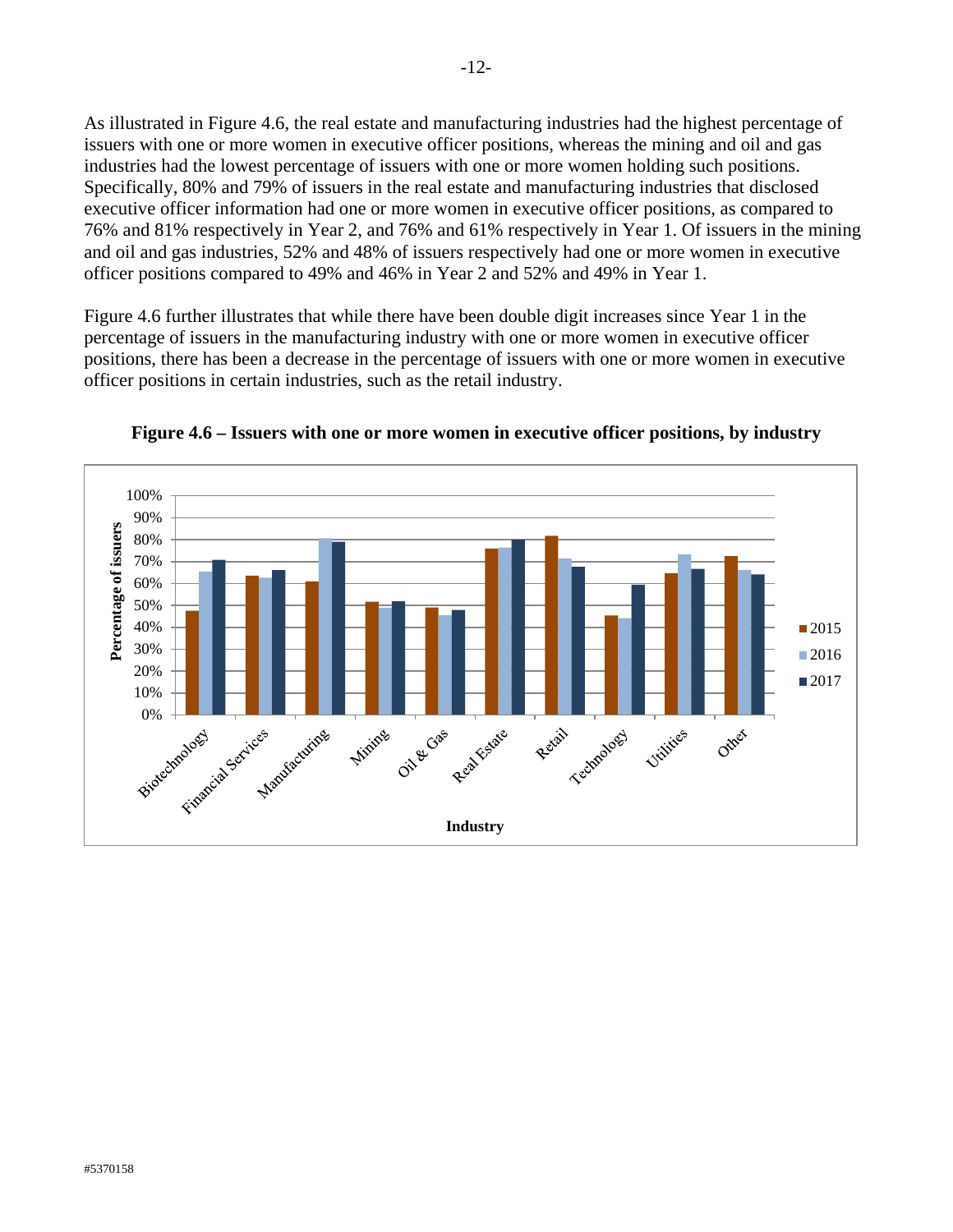As illustrated in Figure 4.6, the real estate and manufacturing industries had the highest percentage of issuers with one or more women in executive officer positions, whereas the mining and oil and gas industries had the lowest percentage of issuers with one or more women holding such positions. Specifically, 80% and 79% of issuers in the real estate and manufacturing industries that disclosed executive officer information had one or more women in executive officer positions, as compared to 76% and 81% respectively in Year 2, and 76% and 61% respectively in Year 1. Of issuers in the mining and oil and gas industries, 52% and 48% of issuers respectively had one or more women in executive officer positions compared to 49% and 46% in Year 2 and 52% and 49% in Year 1.

Figure 4.6 further illustrates that while there have been double digit increases since Year 1 in the percentage of issuers in the manufacturing industry with one or more women in executive officer positions, there has been a decrease in the percentage of issuers with one or more women in executive officer positions in certain industries, such as the retail industry.

**Figure 4.6 – Issuers with one or more women in executive officer positions, by industry**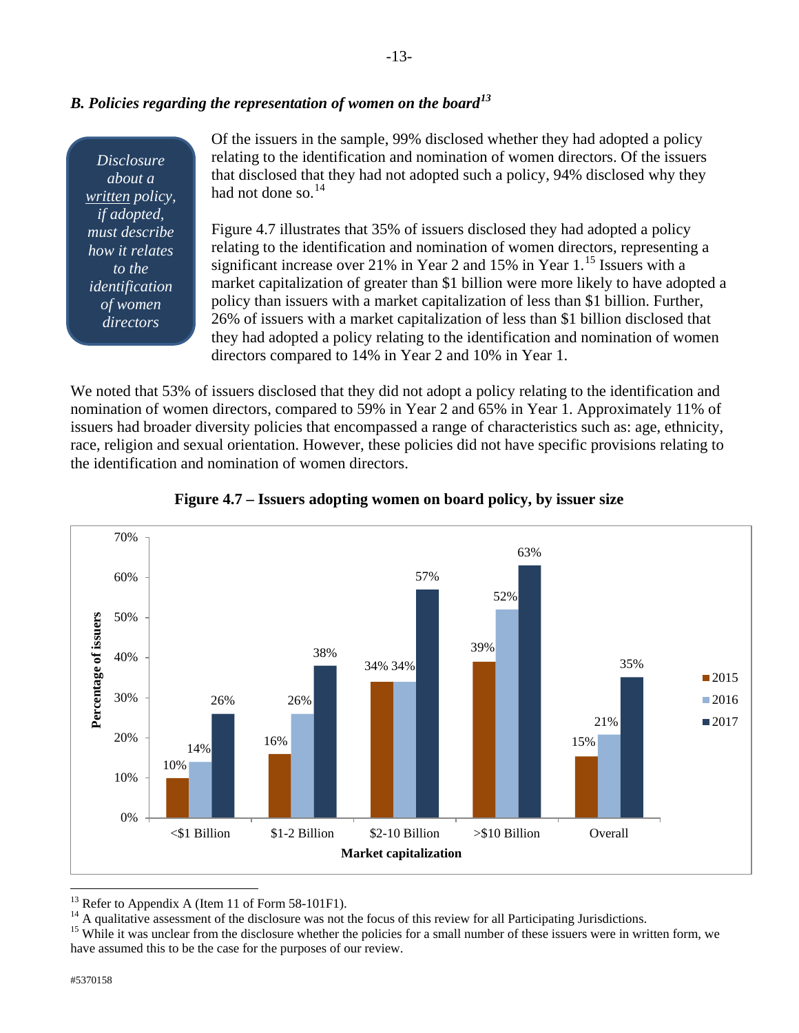### *B. Policies regarding the representation of women on the board*[13]

> *Disclosure about a written policy, if adopted, must describe how it relates to the identification of women directors*

Of the issuers in the sample, 99% disclosed whether they had adopted a policy relating to the identification and nomination of women directors. Of the issuers that disclosed that they had not adopted such a policy, 94% disclosed why they had not done so.[14]

Figure 4.7 illustrates that 35% of issuers disclosed they had adopted a policy relating to the identification and nomination of women directors, representing a significant increase over 21% in Year 2 and 15% in Year 1.[15] Issuers with a market capitalization of greater than $1 billion were more likely to have adopted a policy than issuers with a market capitalization of less than $1 billion. Further, 26% of issuers with a market capitalization of less than $1 billion disclosed that they had adopted a policy relating to the identification and nomination of women directors compared to 14% in Year 2 and 10% in Year 1.

We noted that 53% of issuers disclosed that they did not adopt a policy relating to the identification and nomination of women directors, compared to 59% in Year 2 and 65% in Year 1. Approximately 11% of issuers had broader diversity policies that encompassed a range of characteristics such as: age, ethnicity, race, religion and sexual orientation. However, these policies did not have specific provisions relating to the identification and nomination of women directors.

**Figure 4.7 – Issuers adopting women on board policy, by issuer size**

| Market capitalization | 2015 | 2016 | 2017 |
|---|---|---|---|
| <$1 Billion | 10% | 14% | 26% |
| $1-2 Billion | 16% | 26% | 38% |
| $2-10 Billion | 34% | 34% | 57% |
| >$10 Billion | 39% | 52% | 63% |
| Overall | 15% | 21% | 35% |

---

[13] Refer to Appendix A (Item 11 of Form 58-101F1).

[14] A qualitative assessment of the disclosure was not the focus of this review for all Participating Jurisdictions.

[15] While it was unclear from the disclosure whether the policies for a small number of these issuers were in written form, we have assumed this to be the case for the purposes of our review.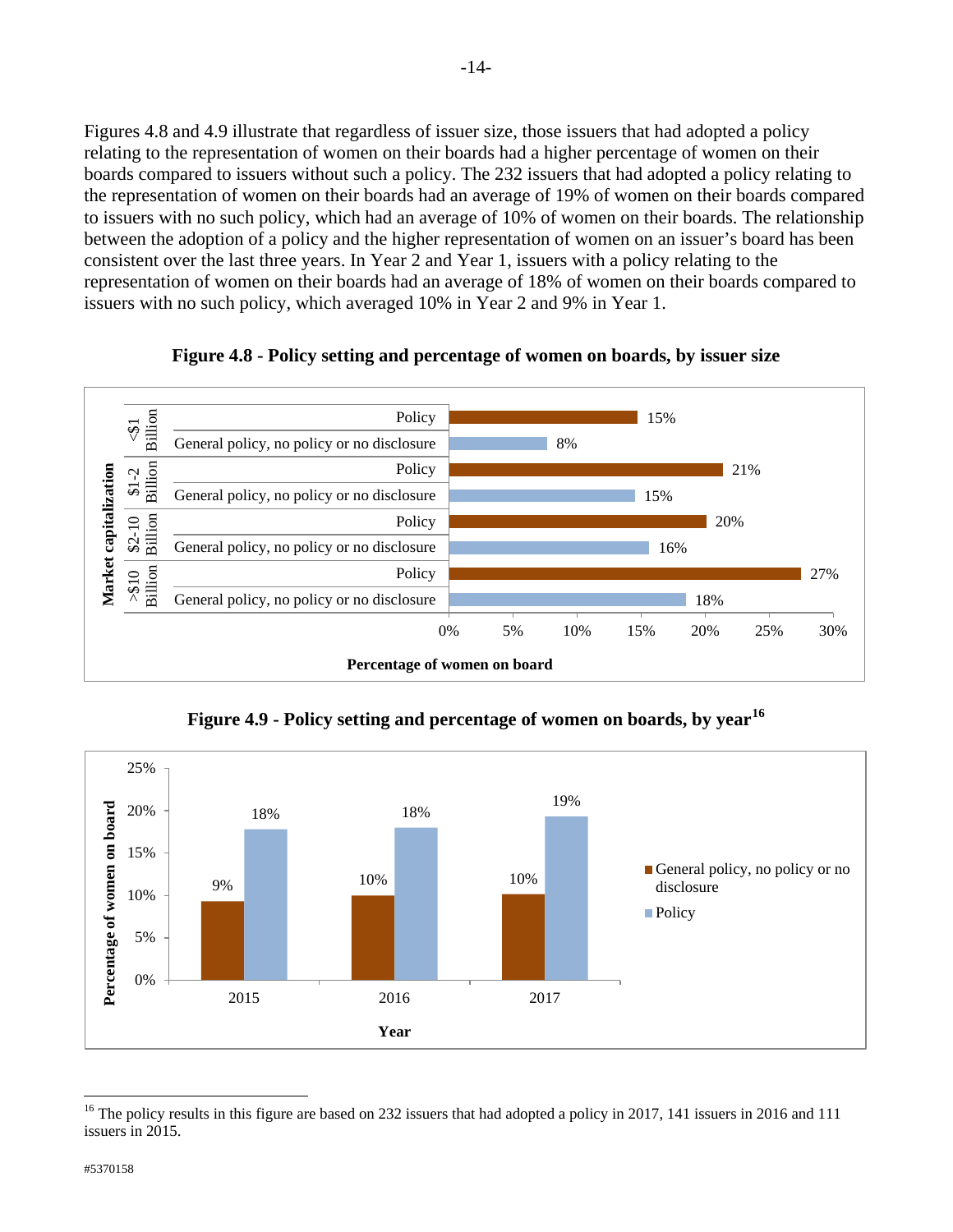Figures 4.8 and 4.9 illustrate that regardless of issuer size, those issuers that had adopted a policy relating to the representation of women on their boards had a higher percentage of women on their boards compared to issuers without such a policy. The 232 issuers that had adopted a policy relating to the representation of women on their boards had an average of 19% of women on their boards compared to issuers with no such policy, which had an average of 10% of women on their boards. The relationship between the adoption of a policy and the higher representation of women on an issuer's board has been consistent over the last three years. In Year 2 and Year 1, issuers with a policy relating to the representation of women on their boards had an average of 18% of women on their boards compared to issuers with no such policy, which averaged 10% in Year 2 and 9% in Year 1.

**Figure 4.8 - Policy setting and percentage of women on boards, by issuer size**

| Market capitalization | | Percentage of women on board |
|---|---|---|
| <$1 Billion | Policy | 15% |
| | General policy, no policy or no disclosure | 8% |
| $1-2 Billion | Policy | 21% |
| | General policy, no policy or no disclosure | 15% |
| $2-10 Billion | Policy | 20% |
| | General policy, no policy or no disclosure | 16% |
| >$10 Billion | Policy | 27% |
| | General policy, no policy or no disclosure | 18% |

**Figure 4.9 - Policy setting and percentage of women on boards, by year**[16]

| Year | General policy, no policy or no disclosure | Policy |
|---|---|---|
| 2015 | 9% | 18% |
| 2016 | 10% | 18% |
| 2017 | 10% | 19% |

[16] The policy results in this figure are based on 232 issuers that had adopted a policy in 2017, 141 issuers in 2016 and 111 issuers in 2015.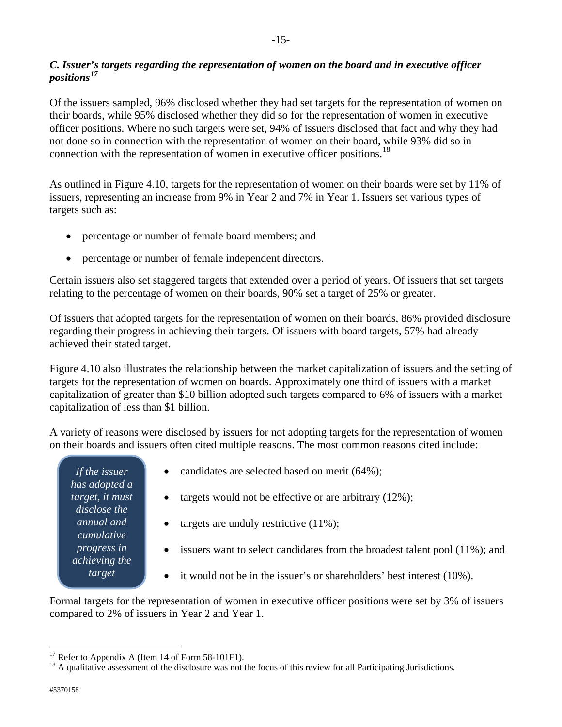### *C. Issuer's targets regarding the representation of women on the board and in executive officer positions*[17]

Of the issuers sampled, 96% disclosed whether they had set targets for the representation of women on their boards, while 95% disclosed whether they did so for the representation of women in executive officer positions. Where no such targets were set, 94% of issuers disclosed that fact and why they had not done so in connection with the representation of women on their board, while 93% did so in connection with the representation of women in executive officer positions.[18]

As outlined in Figure 4.10, targets for the representation of women on their boards were set by 11% of issuers, representing an increase from 9% in Year 2 and 7% in Year 1. Issuers set various types of targets such as:

- percentage or number of female board members; and
- percentage or number of female independent directors.

Certain issuers also set staggered targets that extended over a period of years. Of issuers that set targets relating to the percentage of women on their boards, 90% set a target of 25% or greater.

Of issuers that adopted targets for the representation of women on their boards, 86% provided disclosure regarding their progress in achieving their targets. Of issuers with board targets, 57% had already achieved their stated target.

Figure 4.10 also illustrates the relationship between the market capitalization of issuers and the setting of targets for the representation of women on boards. Approximately one third of issuers with a market capitalization of greater than $10 billion adopted such targets compared to 6% of issuers with a market capitalization of less than $1 billion.

A variety of reasons were disclosed by issuers for not adopting targets for the representation of women on their boards and issuers often cited multiple reasons. The most common reasons cited include:

> *If the issuer has adopted a target, it must disclose the annual and cumulative progress in achieving the target*

- candidates are selected based on merit (64%);
- targets would not be effective or are arbitrary (12%);
- targets are unduly restrictive (11%);
- issuers want to select candidates from the broadest talent pool (11%); and
- it would not be in the issuer's or shareholders' best interest (10%).

Formal targets for the representation of women in executive officer positions were set by 3% of issuers compared to 2% of issuers in Year 2 and Year 1.

---

[17] Refer to Appendix A (Item 14 of Form 58-101F1).

[18] A qualitative assessment of the disclosure was not the focus of this review for all Participating Jurisdictions.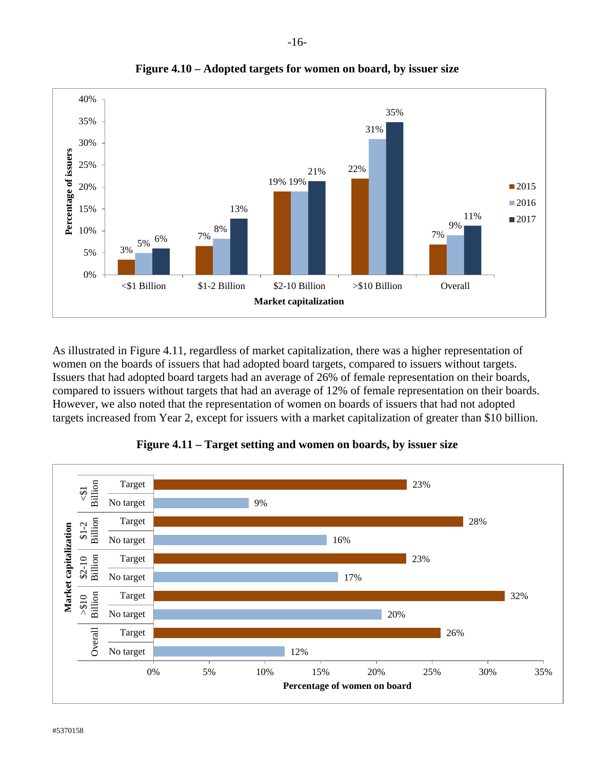**Figure 4.10 – Adopted targets for women on board, by issuer size**

| Market capitalization | 2015 | 2016 | 2017 |
|---|---|---|---|
| <$1 Billion | 3% | 5% | 6% |
| $1-2 Billion | 7% | 8% | 13% |
| $2-10 Billion | 19% | 19% | 21% |
| >$10 Billion | 22% | 31% | 35% |
| Overall | 7% | 9% | 11% |

As illustrated in Figure 4.11, regardless of market capitalization, there was a higher representation of women on the boards of issuers that had adopted board targets, compared to issuers without targets. Issuers that had adopted board targets had an average of 26% of female representation on their boards, compared to issuers without targets that had an average of 12% of female representation on their boards. However, we also noted that the representation of women on boards of issuers that had not adopted targets increased from Year 2, except for issuers with a market capitalization of greater than $10 billion.

**Figure 4.11 – Target setting and women on boards, by issuer size**

| Market capitalization | | Percentage of women on board |
|---|---|---|
| <$1 Billion | Target | 23% |
| | No target | 9% |
| $1-2 Billion | Target | 28% |
| | No target | 16% |
| $2-10 Billion | Target | 23% |
| | No target | 17% |
| >$10 Billion | Target | 32% |
| | No target | 20% |
| Overall | Target | 26% |
| | No target | 12% |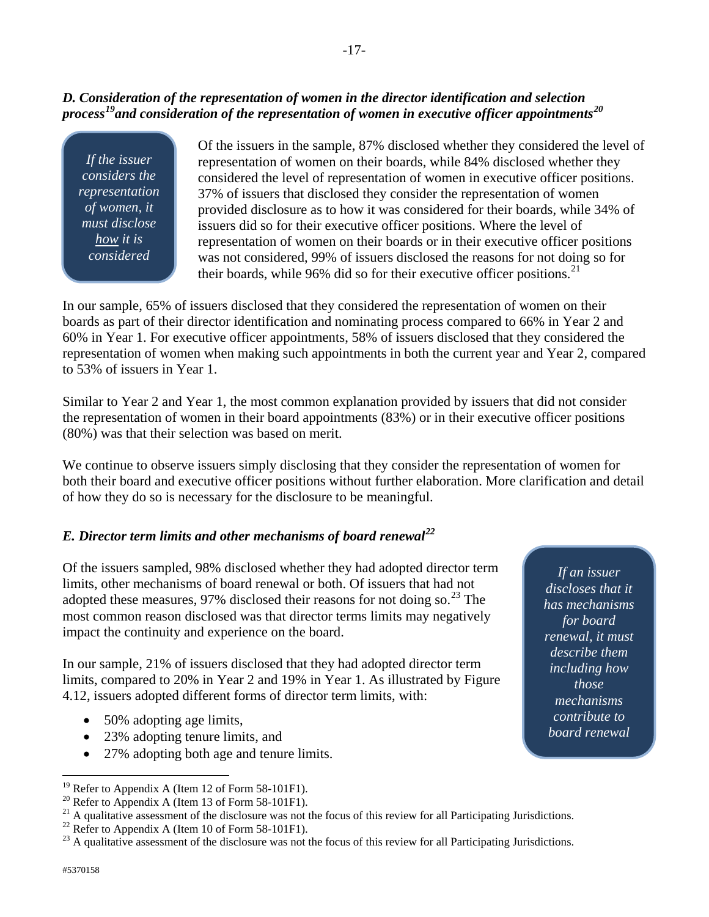### *D. Consideration of the representation of women in the director identification and selection process[19] and consideration of the representation of women in executive officer appointments[20]*

*If the issuer considers the representation of women, it must disclose how it is considered*

Of the issuers in the sample, 87% disclosed whether they considered the level of representation of women on their boards, while 84% disclosed whether they considered the level of representation of women in executive officer positions. 37% of issuers that disclosed they consider the representation of women provided disclosure as to how it was considered for their boards, while 34% of issuers did so for their executive officer positions. Where the level of representation of women on their boards or in their executive officer positions was not considered, 99% of issuers disclosed the reasons for not doing so for their boards, while 96% did so for their executive officer positions.[21]

In our sample, 65% of issuers disclosed that they considered the representation of women on their boards as part of their director identification and nominating process compared to 66% in Year 2 and 60% in Year 1. For executive officer appointments, 58% of issuers disclosed that they considered the representation of women when making such appointments in both the current year and Year 2, compared to 53% of issuers in Year 1.

Similar to Year 2 and Year 1, the most common explanation provided by issuers that did not consider the representation of women in their board appointments (83%) or in their executive officer positions (80%) was that their selection was based on merit.

We continue to observe issuers simply disclosing that they consider the representation of women for both their board and executive officer positions without further elaboration. More clarification and detail of how they do so is necessary for the disclosure to be meaningful.

### *E. Director term limits and other mechanisms of board renewal[22]*

*If an issuer discloses that it has mechanisms for board renewal, it must describe them including how those mechanisms contribute to board renewal*

Of the issuers sampled, 98% disclosed whether they had adopted director term limits, other mechanisms of board renewal or both. Of issuers that had not adopted these measures, 97% disclosed their reasons for not doing so.[23] The most common reason disclosed was that director terms limits may negatively impact the continuity and experience on the board.

In our sample, 21% of issuers disclosed that they had adopted director term limits, compared to 20% in Year 2 and 19% in Year 1. As illustrated by Figure 4.12, issuers adopted different forms of director term limits, with:

- 50% adopting age limits,
- 23% adopting tenure limits, and
- 27% adopting both age and tenure limits.

---

[19] Refer to Appendix A (Item 12 of Form 58-101F1).

[20] Refer to Appendix A (Item 13 of Form 58-101F1).

[21] A qualitative assessment of the disclosure was not the focus of this review for all Participating Jurisdictions.

[22] Refer to Appendix A (Item 10 of Form 58-101F1).

[23] A qualitative assessment of the disclosure was not the focus of this review for all Participating Jurisdictions.

#5370158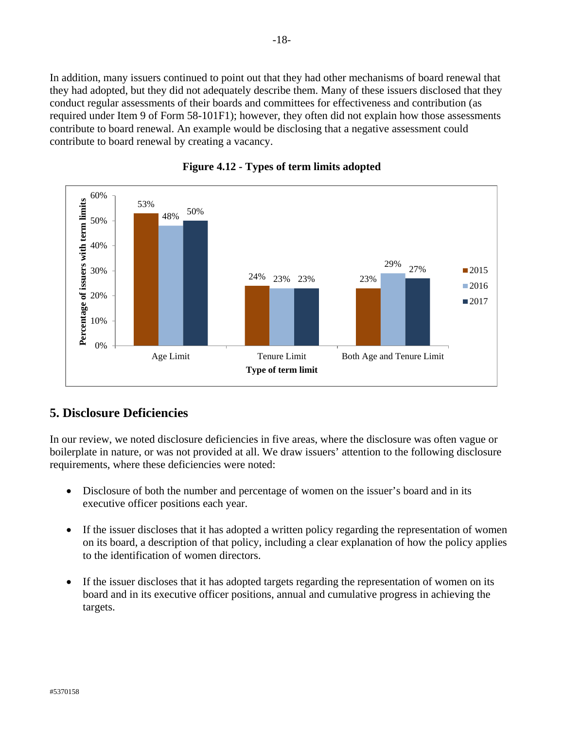In addition, many issuers continued to point out that they had other mechanisms of board renewal that they had adopted, but they did not adequately describe them. Many of these issuers disclosed that they conduct regular assessments of their boards and committees for effectiveness and contribution (as required under Item 9 of Form 58-101F1); however, they often did not explain how those assessments contribute to board renewal. An example would be disclosing that a negative assessment could contribute to board renewal by creating a vacancy.

**Figure 4.12 - Types of term limits adopted**

| Type of term limit | 2015 | 2016 | 2017 |
| --- | --- | --- | --- |
| Age Limit | 53% | 48% | 50% |
| Tenure Limit | 24% | 23% | 23% |
| Both Age and Tenure Limit | 23% | 29% | 27% |

## 5. Disclosure Deficiencies

In our review, we noted disclosure deficiencies in five areas, where the disclosure was often vague or boilerplate in nature, or was not provided at all. We draw issuers' attention to the following disclosure requirements, where these deficiencies were noted:

- Disclosure of both the number and percentage of women on the issuer's board and in its executive officer positions each year.

- If the issuer discloses that it has adopted a written policy regarding the representation of women on its board, a description of that policy, including a clear explanation of how the policy applies to the identification of women directors.

- If the issuer discloses that it has adopted targets regarding the representation of women on its board and in its executive officer positions, annual and cumulative progress in achieving the targets.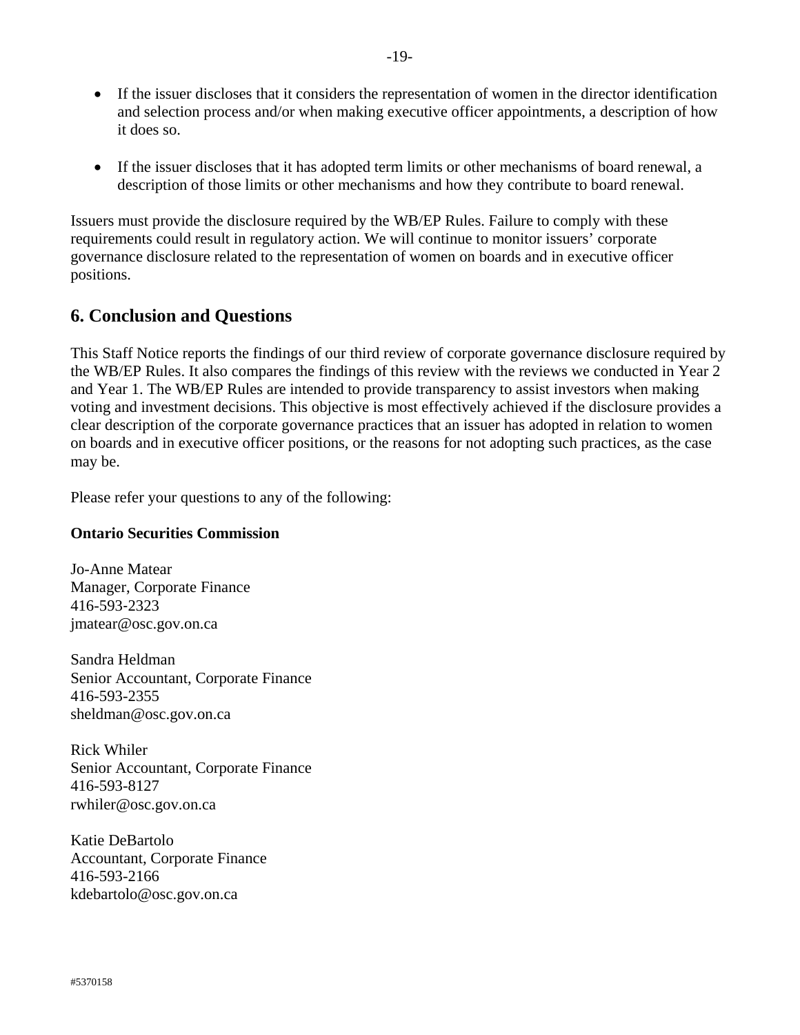- If the issuer discloses that it considers the representation of women in the director identification and selection process and/or when making executive officer appointments, a description of how it does so.
- If the issuer discloses that it has adopted term limits or other mechanisms of board renewal, a description of those limits or other mechanisms and how they contribute to board renewal.

Issuers must provide the disclosure required by the WB/EP Rules. Failure to comply with these requirements could result in regulatory action. We will continue to monitor issuers' corporate governance disclosure related to the representation of women on boards and in executive officer positions.

## 6. Conclusion and Questions

This Staff Notice reports the findings of our third review of corporate governance disclosure required by the WB/EP Rules. It also compares the findings of this review with the reviews we conducted in Year 2 and Year 1. The WB/EP Rules are intended to provide transparency to assist investors when making voting and investment decisions. This objective is most effectively achieved if the disclosure provides a clear description of the corporate governance practices that an issuer has adopted in relation to women on boards and in executive officer positions, or the reasons for not adopting such practices, as the case may be.

Please refer your questions to any of the following:

**Ontario Securities Commission**

Jo-Anne Matear
Manager, Corporate Finance
416-593-2323
jmatear@osc.gov.on.ca

Sandra Heldman
Senior Accountant, Corporate Finance
416-593-2355
sheldman@osc.gov.on.ca

Rick Whiler
Senior Accountant, Corporate Finance
416-593-8127
rwhiler@osc.gov.on.ca

Katie DeBartolo
Accountant, Corporate Finance
416-593-2166
kdebartolo@osc.gov.on.ca

#5370158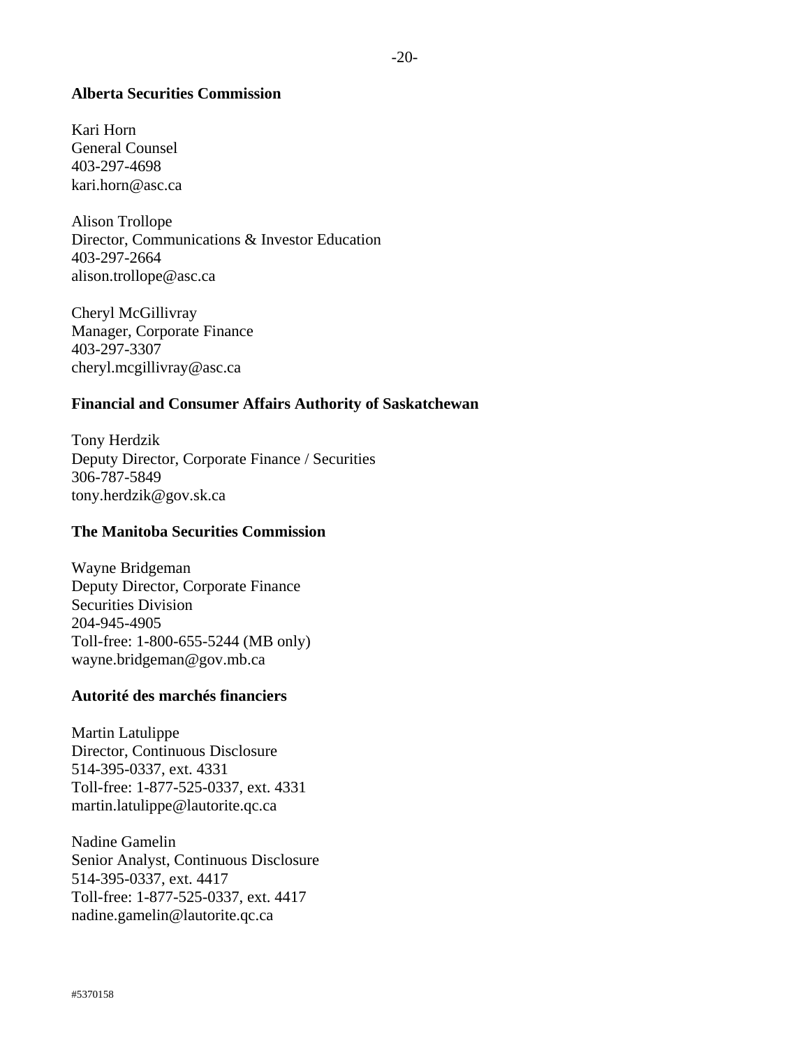**Alberta Securities Commission**

Kari Horn
General Counsel
403-297-4698
kari.horn@asc.ca

Alison Trollope
Director, Communications & Investor Education
403-297-2664
alison.trollope@asc.ca

Cheryl McGillivray
Manager, Corporate Finance
403-297-3307
cheryl.mcgillivray@asc.ca

**Financial and Consumer Affairs Authority of Saskatchewan**

Tony Herdzik
Deputy Director, Corporate Finance / Securities
306-787-5849
tony.herdzik@gov.sk.ca

**The Manitoba Securities Commission**

Wayne Bridgeman
Deputy Director, Corporate Finance
Securities Division
204-945-4905
Toll-free: 1-800-655-5244 (MB only)
wayne.bridgeman@gov.mb.ca

**Autorité des marchés financiers**

Martin Latulippe
Director, Continuous Disclosure
514-395-0337, ext. 4331
Toll-free: 1-877-525-0337, ext. 4331
martin.latulippe@lautorite.qc.ca

Nadine Gamelin
Senior Analyst, Continuous Disclosure
514-395-0337, ext. 4417
Toll-free: 1-877-525-0337, ext. 4417
nadine.gamelin@lautorite.qc.ca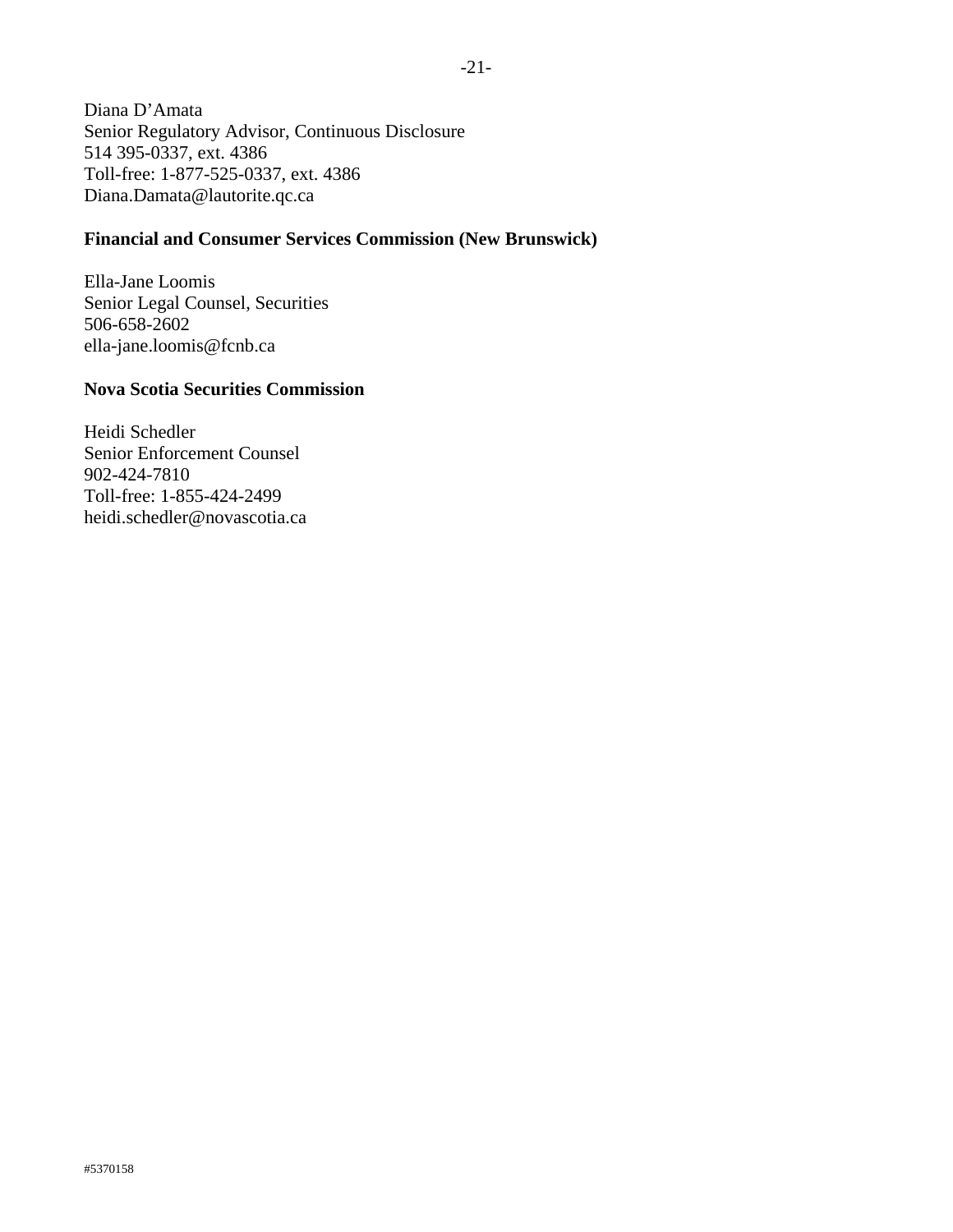Diana D'Amata
Senior Regulatory Advisor, Continuous Disclosure
514 395-0337, ext. 4386
Toll-free: 1-877-525-0337, ext. 4386
Diana.Damata@lautorite.qc.ca

**Financial and Consumer Services Commission (New Brunswick)**

Ella-Jane Loomis
Senior Legal Counsel, Securities
506-658-2602
ella-jane.loomis@fcnb.ca

**Nova Scotia Securities Commission**

Heidi Schedler
Senior Enforcement Counsel
902-424-7810
Toll-free: 1-855-424-2499
heidi.schedler@novascotia.ca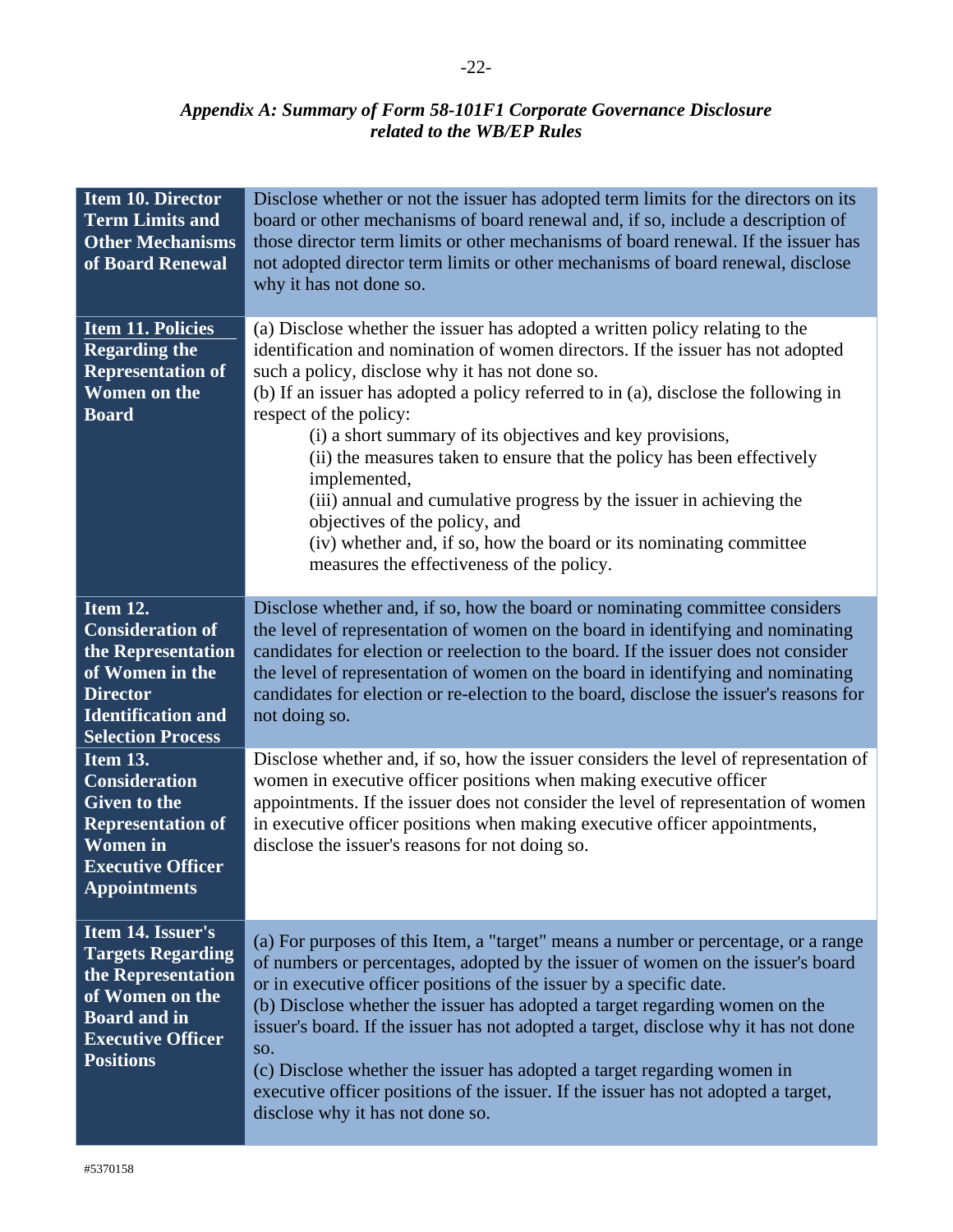*Appendix A: Summary of Form 58-101F1 Corporate Governance Disclosure related to the WB/EP Rules*

| | |
|---|---|
| **Item 10. Director Term Limits and Other Mechanisms of Board Renewal** | Disclose whether or not the issuer has adopted term limits for the directors on its board or other mechanisms of board renewal and, if so, include a description of those director term limits or other mechanisms of board renewal. If the issuer has not adopted director term limits or other mechanisms of board renewal, disclose why it has not done so. |
| **Item 11. Policies Regarding the Representation of Women on the Board** | (a) Disclose whether the issuer has adopted a written policy relating to the identification and nomination of women directors. If the issuer has not adopted such a policy, disclose why it has not done so.<br>(b) If an issuer has adopted a policy referred to in (a), disclose the following in respect of the policy:<br>(i) a short summary of its objectives and key provisions,<br>(ii) the measures taken to ensure that the policy has been effectively implemented,<br>(iii) annual and cumulative progress by the issuer in achieving the objectives of the policy, and<br>(iv) whether and, if so, how the board or its nominating committee measures the effectiveness of the policy. |
| **Item 12. Consideration of the Representation of Women in the Director Identification and Selection Process** | Disclose whether and, if so, how the board or nominating committee considers the level of representation of women on the board in identifying and nominating candidates for election or reelection to the board. If the issuer does not consider the level of representation of women on the board in identifying and nominating candidates for election or re-election to the board, disclose the issuer's reasons for not doing so. |
| **Item 13. Consideration Given to the Representation of Women in Executive Officer Appointments** | Disclose whether and, if so, how the issuer considers the level of representation of women in executive officer positions when making executive officer appointments. If the issuer does not consider the level of representation of women in executive officer positions when making executive officer appointments, disclose the issuer's reasons for not doing so. |
| **Item 14. Issuer's Targets Regarding the Representation of Women on the Board and in Executive Officer Positions** | (a) For purposes of this Item, a "target" means a number or percentage, or a range of numbers or percentages, adopted by the issuer of women on the issuer's board or in executive officer positions of the issuer by a specific date.<br>(b) Disclose whether the issuer has adopted a target regarding women on the issuer's board. If the issuer has not adopted a target, disclose why it has not done so.<br>(c) Disclose whether the issuer has adopted a target regarding women in executive officer positions of the issuer. If the issuer has not adopted a target, disclose why it has not done so. |

#5370158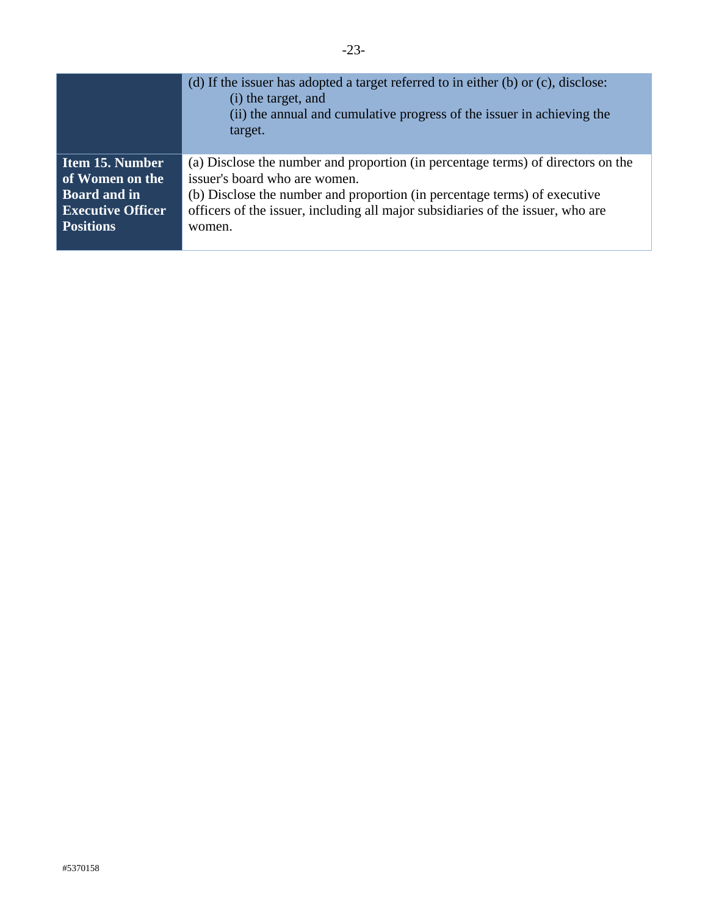| | |
|---|---|
| | (d) If the issuer has adopted a target referred to in either (b) or (c), disclose:<br>(i) the target, and<br>(ii) the annual and cumulative progress of the issuer in achieving the target. |
| **Item 15. Number of Women on the Board and in Executive Officer Positions** | (a) Disclose the number and proportion (in percentage terms) of directors on the issuer's board who are women.<br>(b) Disclose the number and proportion (in percentage terms) of executive officers of the issuer, including all major subsidiaries of the issuer, who are women. |

#5370158